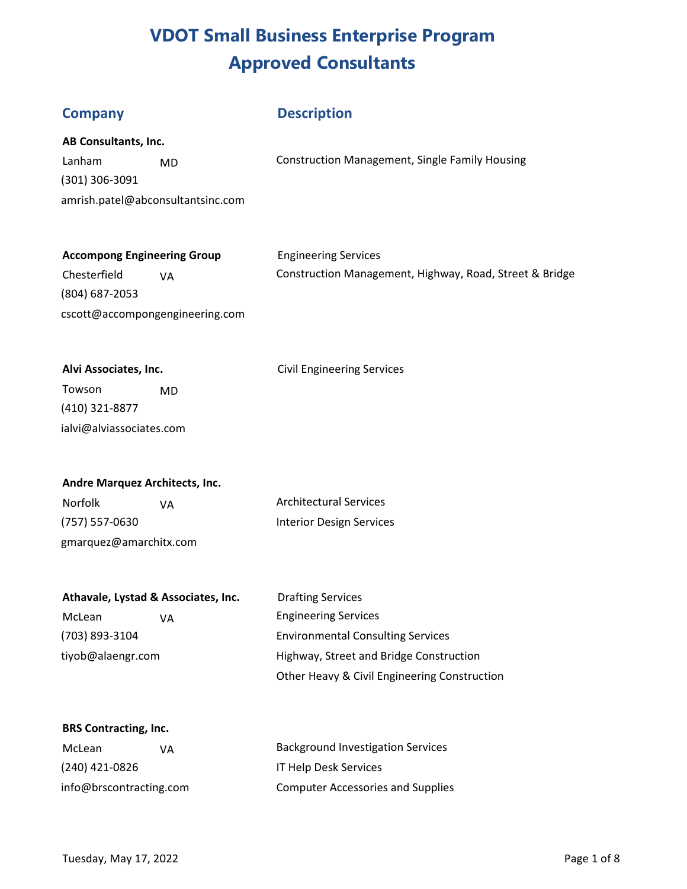# VDOT Small Business Enterprise Program
# Approved Consultants

| Company | Description |
| --- | --- |
| **AB Consultants, Inc.**<br>Lanham MD<br>(301) 306-3091<br>amrish.patel@abconsultantsinc.com | Construction Management, Single Family Housing |
| **Accompong Engineering Group**<br>Chesterfield VA<br>(804) 687-2053<br>cscott@accompongengineering.com | Engineering Services<br>Construction Management, Highway, Road, Street & Bridge |
| **Alvi Associates, Inc.**<br>Towson MD<br>(410) 321-8877<br>ialvi@alviassociates.com | Civil Engineering Services |
| **Andre Marquez Architects, Inc.**<br>Norfolk VA<br>(757) 557-0630<br>gmarquez@amarchitx.com | Architectural Services<br>Interior Design Services |
| **Athavale, Lystad & Associates, Inc.**<br>McLean VA<br>(703) 893-3104<br>tiyob@alaengr.com | Drafting Services<br>Engineering Services<br>Environmental Consulting Services<br>Highway, Street and Bridge Construction<br>Other Heavy & Civil Engineering Construction |
| **BRS Contracting, Inc.**<br>McLean VA<br>(240) 421-0826<br>info@brscontracting.com | Background Investigation Services<br>IT Help Desk Services<br>Computer Accessories and Supplies |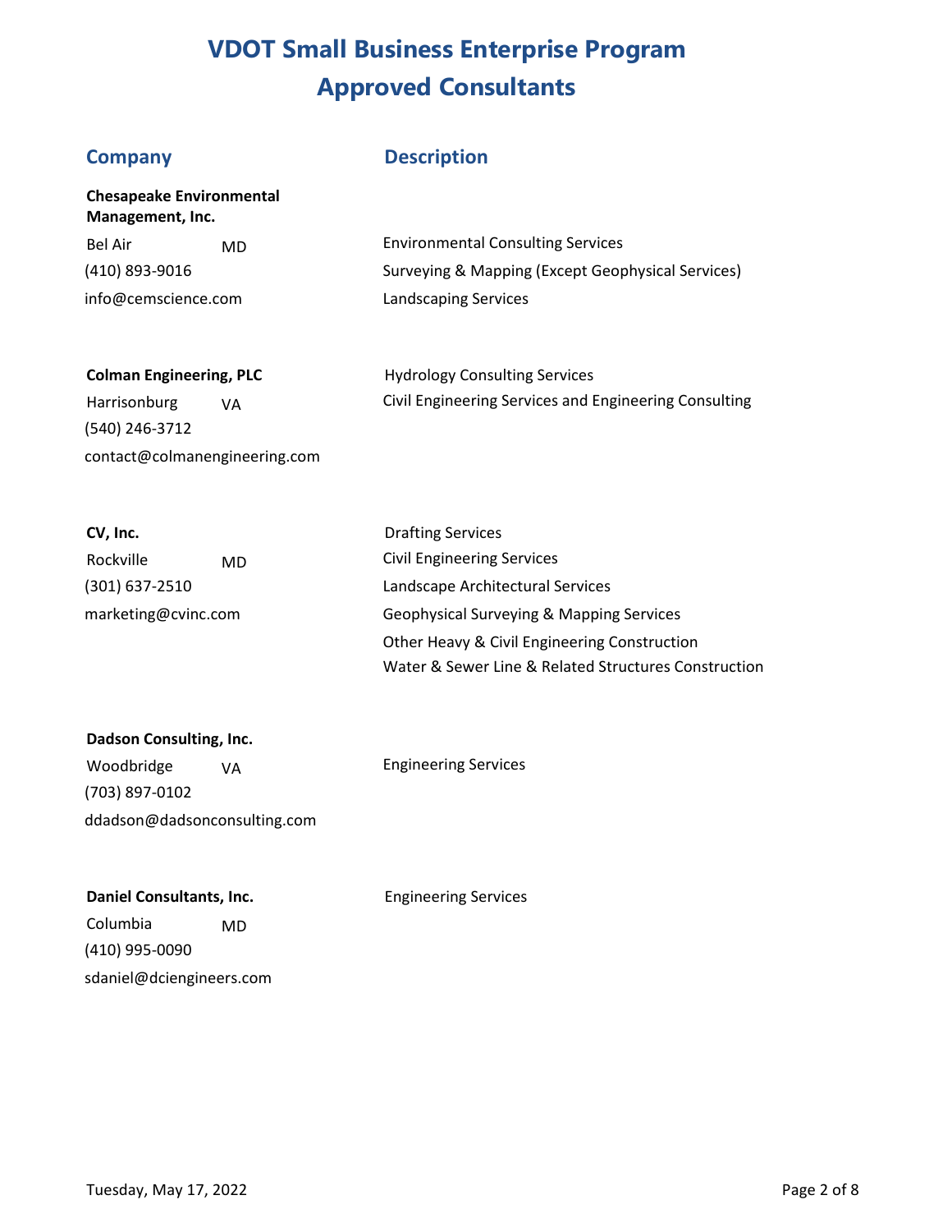# VDOT Small Business Enterprise Program
# Approved Consultants

| Company | Description |
|---|---|
| **Chesapeake Environmental Management, Inc.** | |
| Bel Air MD | Environmental Consulting Services |
| (410) 893-9016 | Surveying & Mapping (Except Geophysical Services) |
| info@cemscience.com | Landscaping Services |
| **Colman Engineering, PLC** | Hydrology Consulting Services |
| Harrisonburg VA | Civil Engineering Services and Engineering Consulting |
| (540) 246-3712 | |
| contact@colmanengineering.com | |
| **CV, Inc.** | Drafting Services |
| Rockville MD | Civil Engineering Services |
| (301) 637-2510 | Landscape Architectural Services |
| marketing@cvinc.com | Geophysical Surveying & Mapping Services |
| | Other Heavy & Civil Engineering Construction |
| | Water & Sewer Line & Related Structures Construction |
| **Dadson Consulting, Inc.** | |
| Woodbridge VA | Engineering Services |
| (703) 897-0102 | |
| ddadson@dadsonconsulting.com | |
| **Daniel Consultants, Inc.** | Engineering Services |
| Columbia MD | |
| (410) 995-0090 | |
| sdaniel@dciengineers.com | |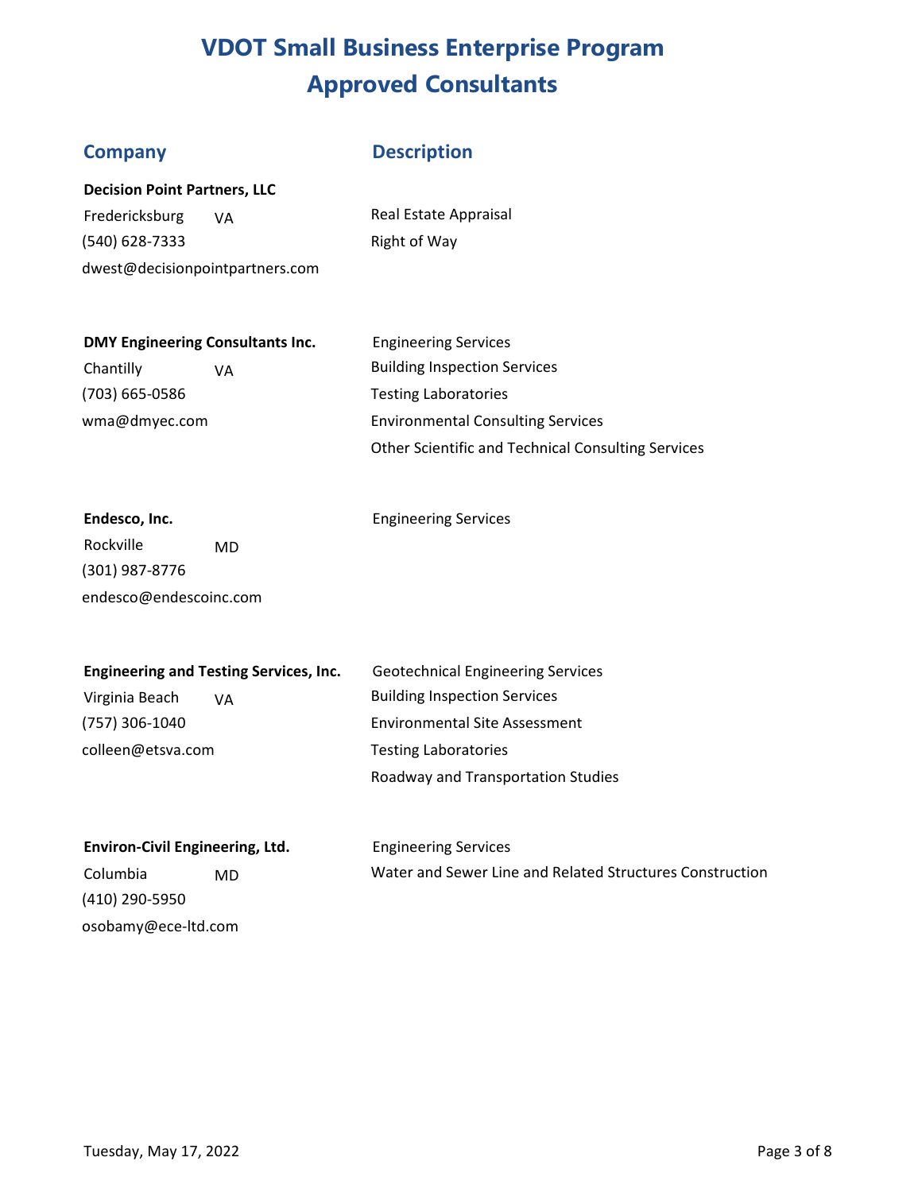# VDOT Small Business Enterprise Program
# Approved Consultants

| Company | Description |
|---|---|
| **Decision Point Partners, LLC**<br>Fredericksburg VA<br>(540) 628-7333<br>dwest@decisionpointpartners.com | Real Estate Appraisal<br>Right of Way |
| **DMY Engineering Consultants Inc.**<br>Chantilly VA<br>(703) 665-0586<br>wma@dmyec.com | Engineering Services<br>Building Inspection Services<br>Testing Laboratories<br>Environmental Consulting Services<br>Other Scientific and Technical Consulting Services |
| **Endesco, Inc.**<br>Rockville MD<br>(301) 987-8776<br>endesco@endescoinc.com | Engineering Services |
| **Engineering and Testing Services, Inc.**<br>Virginia Beach VA<br>(757) 306-1040<br>colleen@etsva.com | Geotechnical Engineering Services<br>Building Inspection Services<br>Environmental Site Assessment<br>Testing Laboratories<br>Roadway and Transportation Studies |
| **Environ-Civil Engineering, Ltd.**<br>Columbia MD<br>(410) 290-5950<br>osobamy@ece-ltd.com | Engineering Services<br>Water and Sewer Line and Related Structures Construction |

Tuesday, May 17, 2022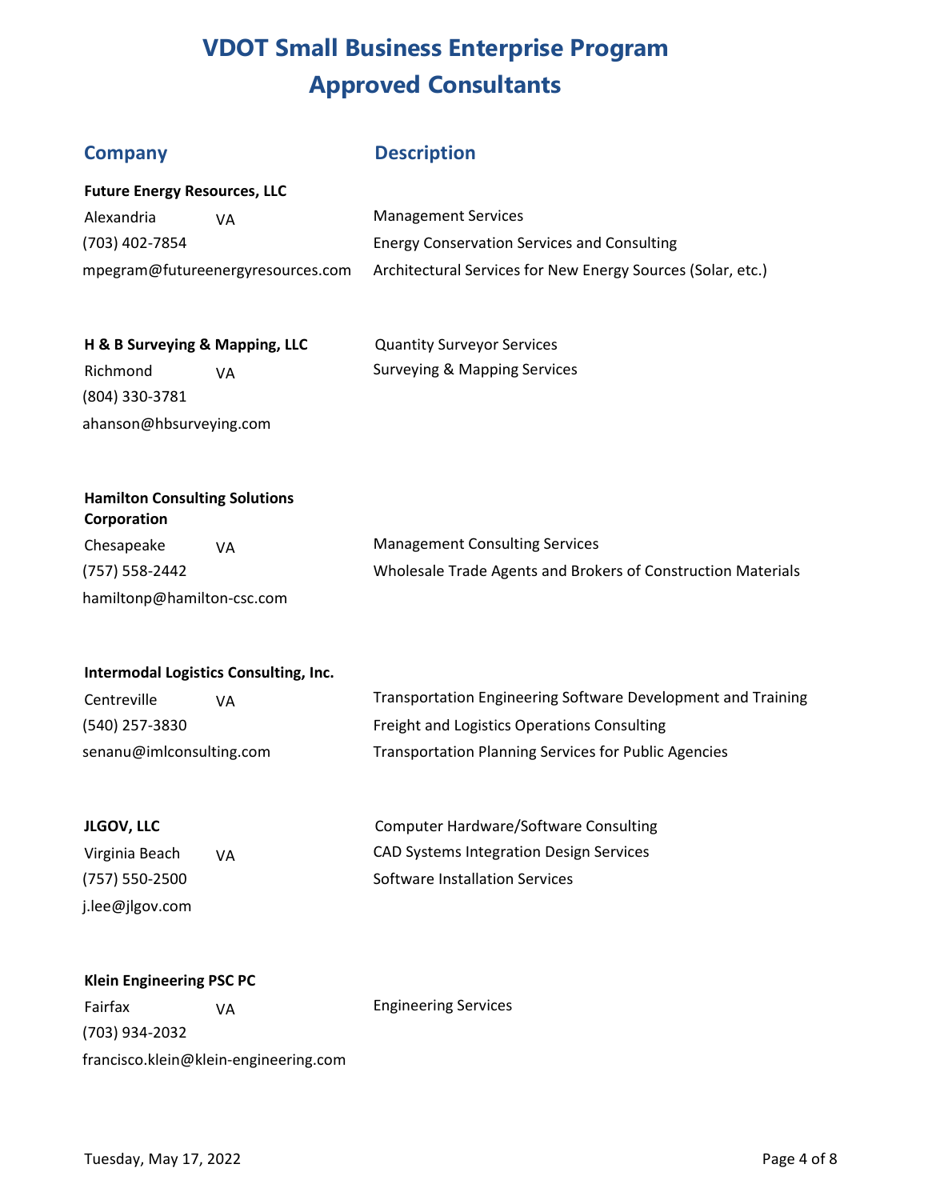# VDOT Small Business Enterprise Program
# Approved Consultants

| Company | Description |
| --- | --- |
| **Future Energy Resources, LLC**<br>Alexandria VA<br>(703) 402-7854<br>mpegram@futureenergyresources.com | Management Services<br>Energy Conservation Services and Consulting<br>Architectural Services for New Energy Sources (Solar, etc.) |
| **H & B Surveying & Mapping, LLC**<br>Richmond VA<br>(804) 330-3781<br>ahanson@hbsurveying.com | Quantity Surveyor Services<br>Surveying & Mapping Services |
| **Hamilton Consulting Solutions Corporation**<br>Chesapeake VA<br>(757) 558-2442<br>hamiltonp@hamilton-csc.com | Management Consulting Services<br>Wholesale Trade Agents and Brokers of Construction Materials |
| **Intermodal Logistics Consulting, Inc.**<br>Centreville VA<br>(540) 257-3830<br>senanu@imlconsulting.com | Transportation Engineering Software Development and Training<br>Freight and Logistics Operations Consulting<br>Transportation Planning Services for Public Agencies |
| **JLGOV, LLC**<br>Virginia Beach VA<br>(757) 550-2500<br>j.lee@jlgov.com | Computer Hardware/Software Consulting<br>CAD Systems Integration Design Services<br>Software Installation Services |
| **Klein Engineering PSC PC**<br>Fairfax VA<br>(703) 934-2032<br>francisco.klein@klein-engineering.com | Engineering Services |

Tuesday, May 17, 2022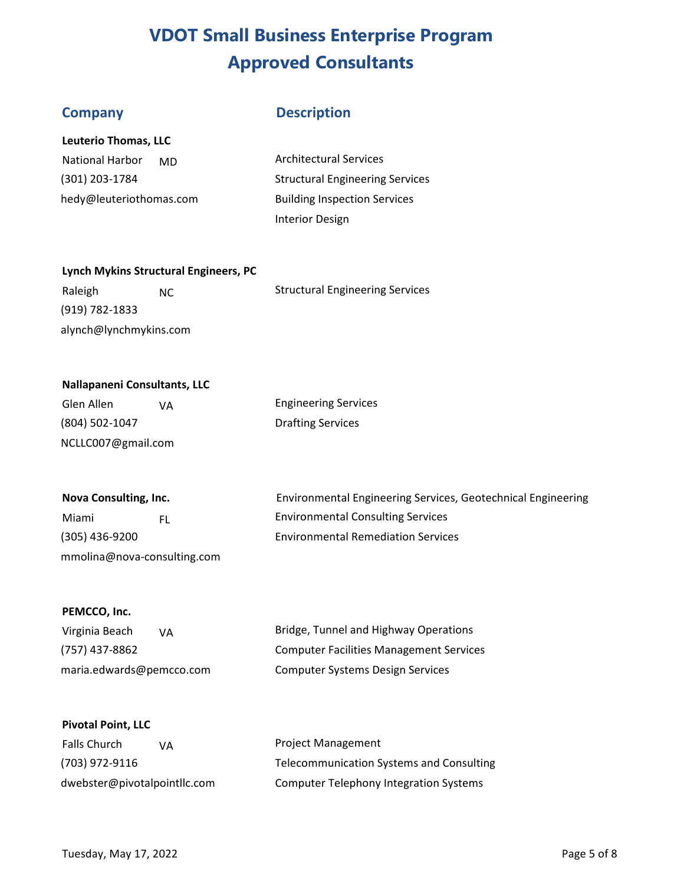# VDOT Small Business Enterprise Program
# Approved Consultants

| Company | Description |
| --- | --- |
| **Leuterio Thomas, LLC**<br>National Harbor MD<br>(301) 203-1784<br>hedy@leuteriothomas.com | Architectural Services<br>Structural Engineering Services<br>Building Inspection Services<br>Interior Design |
| **Lynch Mykins Structural Engineers, PC**<br>Raleigh NC<br>(919) 782-1833<br>alynch@lynchmykins.com | Structural Engineering Services |
| **Nallapaneni Consultants, LLC**<br>Glen Allen VA<br>(804) 502-1047<br>NCLLC007@gmail.com | Engineering Services<br>Drafting Services |
| **Nova Consulting, Inc.**<br>Miami FL<br>(305) 436-9200<br>mmolina@nova-consulting.com | Environmental Engineering Services, Geotechnical Engineering<br>Environmental Consulting Services<br>Environmental Remediation Services |
| **PEMCCO, Inc.**<br>Virginia Beach VA<br>(757) 437-8862<br>maria.edwards@pemcco.com | Bridge, Tunnel and Highway Operations<br>Computer Facilities Management Services<br>Computer Systems Design Services |
| **Pivotal Point, LLC**<br>Falls Church VA<br>(703) 972-9116<br>dwebster@pivotalpointllc.com | Project Management<br>Telecommunication Systems and Consulting<br>Computer Telephony Integration Systems |

Tuesday, May 17, 2022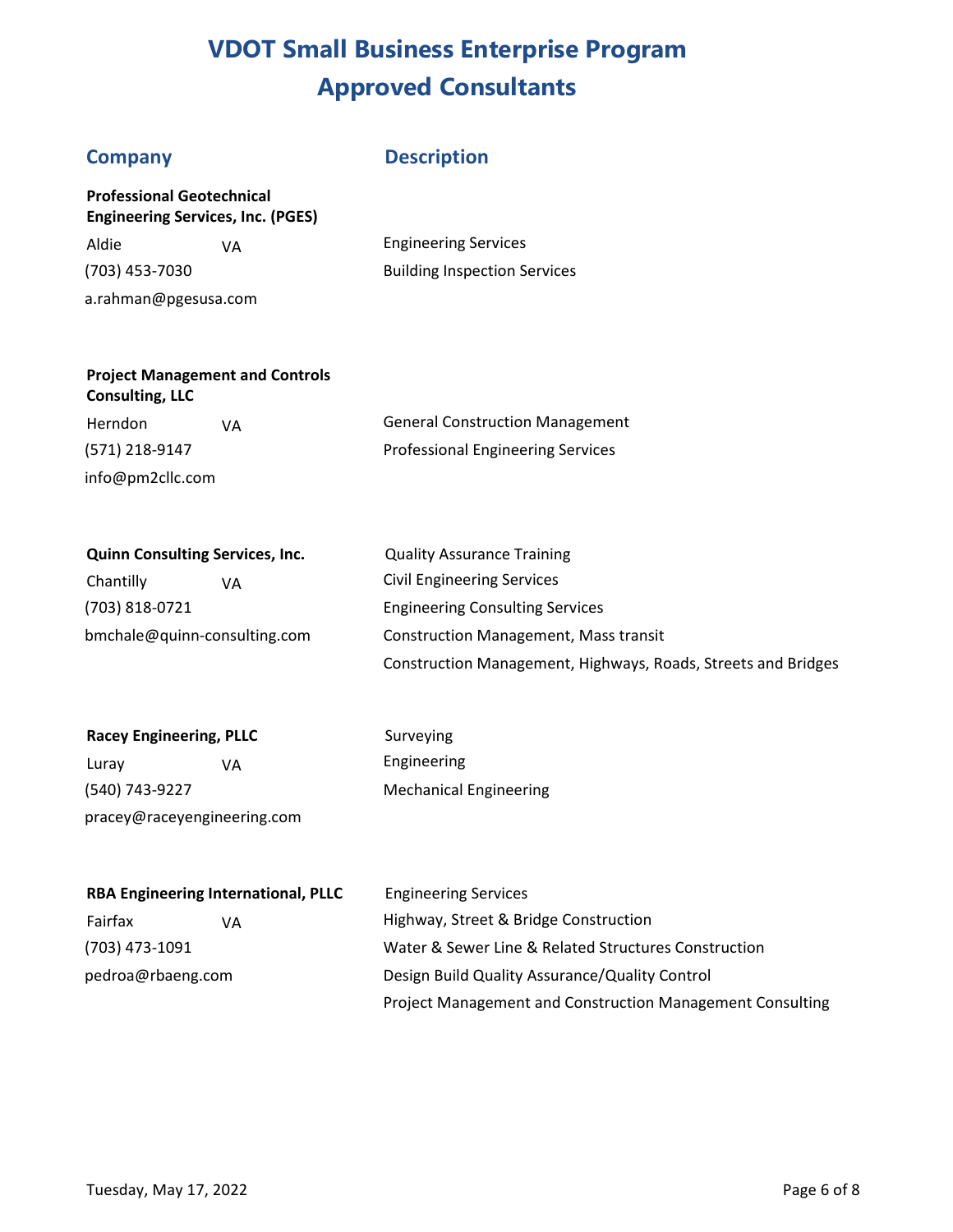# VDOT Small Business Enterprise Program
# Approved Consultants

| Company | Description |
| --- | --- |
| **Professional Geotechnical Engineering Services, Inc. (PGES)**<br>Aldie VA<br>(703) 453-7030<br>a.rahman@pgesusa.com | Engineering Services<br>Building Inspection Services |
| **Project Management and Controls Consulting, LLC**<br>Herndon VA<br>(571) 218-9147<br>info@pm2cllc.com | General Construction Management<br>Professional Engineering Services |
| **Quinn Consulting Services, Inc.**<br>Chantilly VA<br>(703) 818-0721<br>bmchale@quinn-consulting.com | Quality Assurance Training<br>Civil Engineering Services<br>Engineering Consulting Services<br>Construction Management, Mass transit<br>Construction Management, Highways, Roads, Streets and Bridges |
| **Racey Engineering, PLLC**<br>Luray VA<br>(540) 743-9227<br>pracey@raceyengineering.com | Surveying<br>Engineering<br>Mechanical Engineering |
| **RBA Engineering International, PLLC**<br>Fairfax VA<br>(703) 473-1091<br>pedroa@rbaeng.com | Engineering Services<br>Highway, Street & Bridge Construction<br>Water & Sewer Line & Related Structures Construction<br>Design Build Quality Assurance/Quality Control<br>Project Management and Construction Management Consulting |

Tuesday, May 17, 2022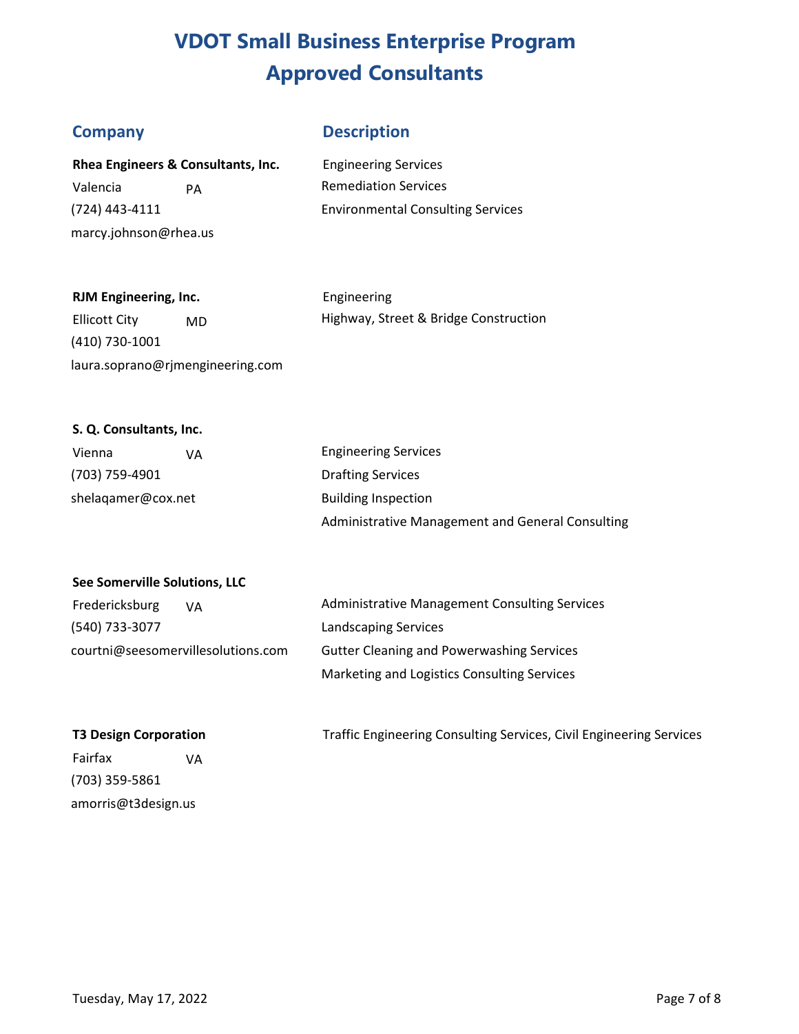# VDOT Small Business Enterprise Program
# Approved Consultants

| Company | Description |
|---|---|
| **Rhea Engineers & Consultants, Inc.**<br>Valencia PA<br>(724) 443-4111<br>marcy.johnson@rhea.us | Engineering Services<br>Remediation Services<br>Environmental Consulting Services |
| **RJM Engineering, Inc.**<br>Ellicott City MD<br>(410) 730-1001<br>laura.soprano@rjmengineering.com | Engineering<br>Highway, Street & Bridge Construction |
| **S. Q. Consultants, Inc.**<br>Vienna VA<br>(703) 759-4901<br>shelaqamer@cox.net | Engineering Services<br>Drafting Services<br>Building Inspection<br>Administrative Management and General Consulting |
| **See Somerville Solutions, LLC**<br>Fredericksburg VA<br>(540) 733-3077<br>courtni@seesomervillesolutions.com | Administrative Management Consulting Services<br>Landscaping Services<br>Gutter Cleaning and Powerwashing Services<br>Marketing and Logistics Consulting Services |
| **T3 Design Corporation**<br>Fairfax VA<br>(703) 359-5861<br>amorris@t3design.us | Traffic Engineering Consulting Services, Civil Engineering Services |

Tuesday, May 17, 2022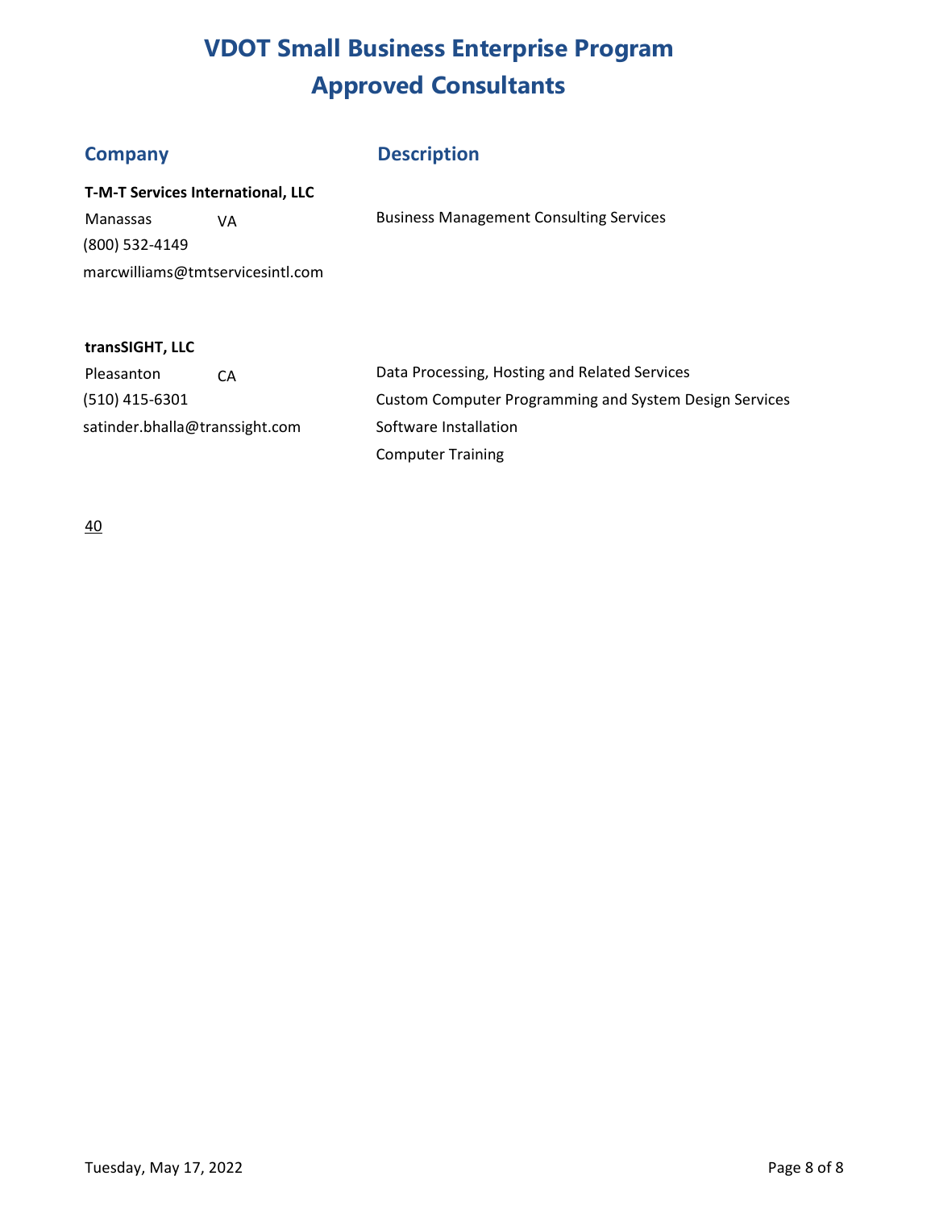# VDOT Small Business Enterprise Program
# Approved Consultants

| Company | Description |
| --- | --- |
| **T-M-T Services International, LLC** | |
| Manassas VA | Business Management Consulting Services |
| (800) 532-4149 | |
| marcwilliams@tmtservicesintl.com | |
| **transSIGHT, LLC** | |
| Pleasanton CA | Data Processing, Hosting and Related Services |
| (510) 415-6301 | Custom Computer Programming and System Design Services |
| satinder.bhalla@transsight.com | Software Installation |
| | Computer Training |

40

Tuesday, May 17, 2022